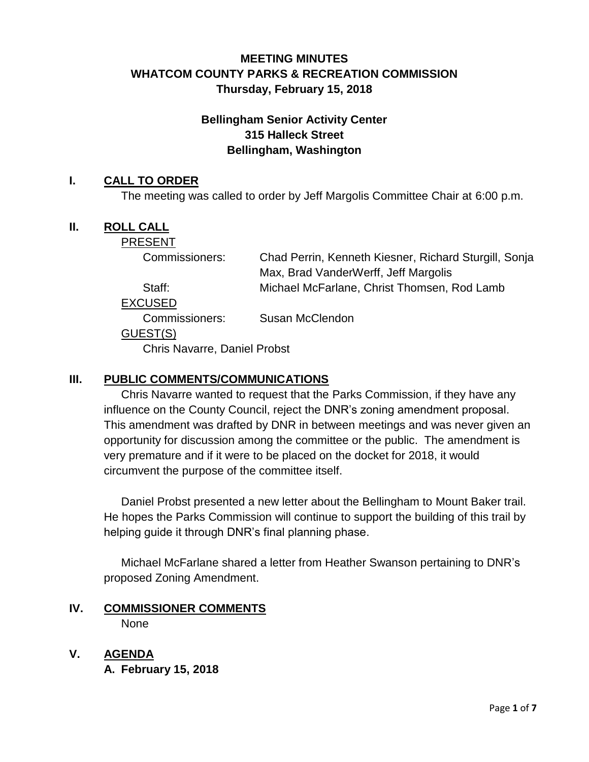# MEETING MINUTES
# WHATCOM COUNTY PARKS & RECREATION COMMISSION
## Thursday, February 15, 2018

### Bellingham Senior Activity Center
### 315 Halleck Street
### Bellingham, Washington

## I. CALL TO ORDER

The meeting was called to order by Jeff Margolis Committee Chair at 6:00 p.m.

## II. ROLL CALL

PRESENT

Commissioners: Chad Perrin, Kenneth Kiesner, Richard Sturgill, Sonja Max, Brad VanderWerff, Jeff Margolis

Staff: Michael McFarlane, Christ Thomsen, Rod Lamb

EXCUSED

Commissioners: Susan McClendon

GUEST(S)

Chris Navarre, Daniel Probst

## III. PUBLIC COMMENTS/COMMUNICATIONS

Chris Navarre wanted to request that the Parks Commission, if they have any influence on the County Council, reject the DNR's zoning amendment proposal. This amendment was drafted by DNR in between meetings and was never given an opportunity for discussion among the committee or the public. The amendment is very premature and if it were to be placed on the docket for 2018, it would circumvent the purpose of the committee itself.

Daniel Probst presented a new letter about the Bellingham to Mount Baker trail. He hopes the Parks Commission will continue to support the building of this trail by helping guide it through DNR's final planning phase.

Michael McFarlane shared a letter from Heather Swanson pertaining to DNR's proposed Zoning Amendment.

## IV. COMMISSIONER COMMENTS

None

## V. AGENDA

**A. February 15, 2018**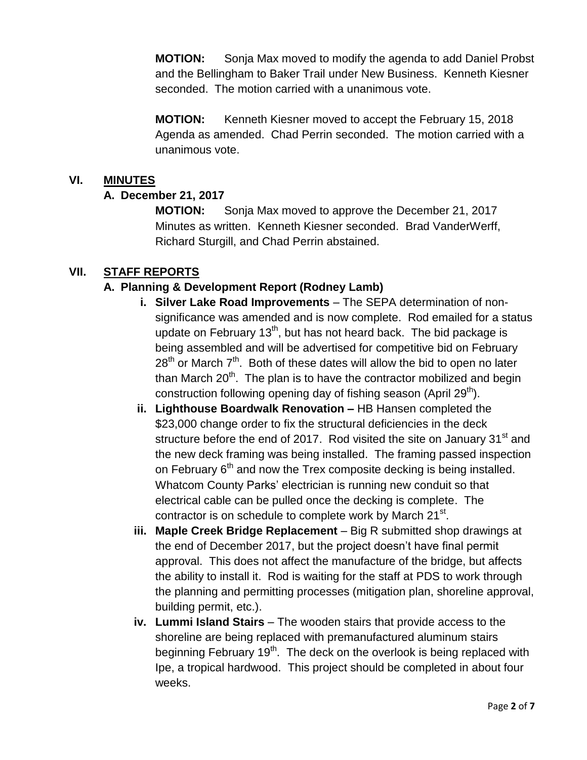**MOTION:** Sonja Max moved to modify the agenda to add Daniel Probst and the Bellingham to Baker Trail under New Business. Kenneth Kiesner seconded. The motion carried with a unanimous vote.

**MOTION:** Kenneth Kiesner moved to accept the February 15, 2018 Agenda as amended. Chad Perrin seconded. The motion carried with a unanimous vote.

## VI. MINUTES

### A. December 21, 2017

**MOTION:** Sonja Max moved to approve the December 21, 2017 Minutes as written. Kenneth Kiesner seconded. Brad VanderWerff, Richard Sturgill, and Chad Perrin abstained.

## VII. STAFF REPORTS

### A. Planning & Development Report (Rodney Lamb)

i. **Silver Lake Road Improvements** – The SEPA determination of non-significance was amended and is now complete. Rod emailed for a status update on February 13th, but has not heard back. The bid package is being assembled and will be advertised for competitive bid on February 28th or March 7th. Both of these dates will allow the bid to open no later than March 20th. The plan is to have the contractor mobilized and begin construction following opening day of fishing season (April 29th).

ii. **Lighthouse Boardwalk Renovation –** HB Hansen completed the $23,000 change order to fix the structural deficiencies in the deck structure before the end of 2017. Rod visited the site on January 31st and the new deck framing was being installed. The framing passed inspection on February 6th and now the Trex composite decking is being installed. Whatcom County Parks' electrician is running new conduit so that electrical cable can be pulled once the decking is complete. The contractor is on schedule to complete work by March 21st.

iii. **Maple Creek Bridge Replacement** – Big R submitted shop drawings at the end of December 2017, but the project doesn't have final permit approval. This does not affect the manufacture of the bridge, but affects the ability to install it. Rod is waiting for the staff at PDS to work through the planning and permitting processes (mitigation plan, shoreline approval, building permit, etc.).

iv. **Lummi Island Stairs** – The wooden stairs that provide access to the shoreline are being replaced with premanufactured aluminum stairs beginning February 19th. The deck on the overlook is being replaced with Ipe, a tropical hardwood. This project should be completed in about four weeks.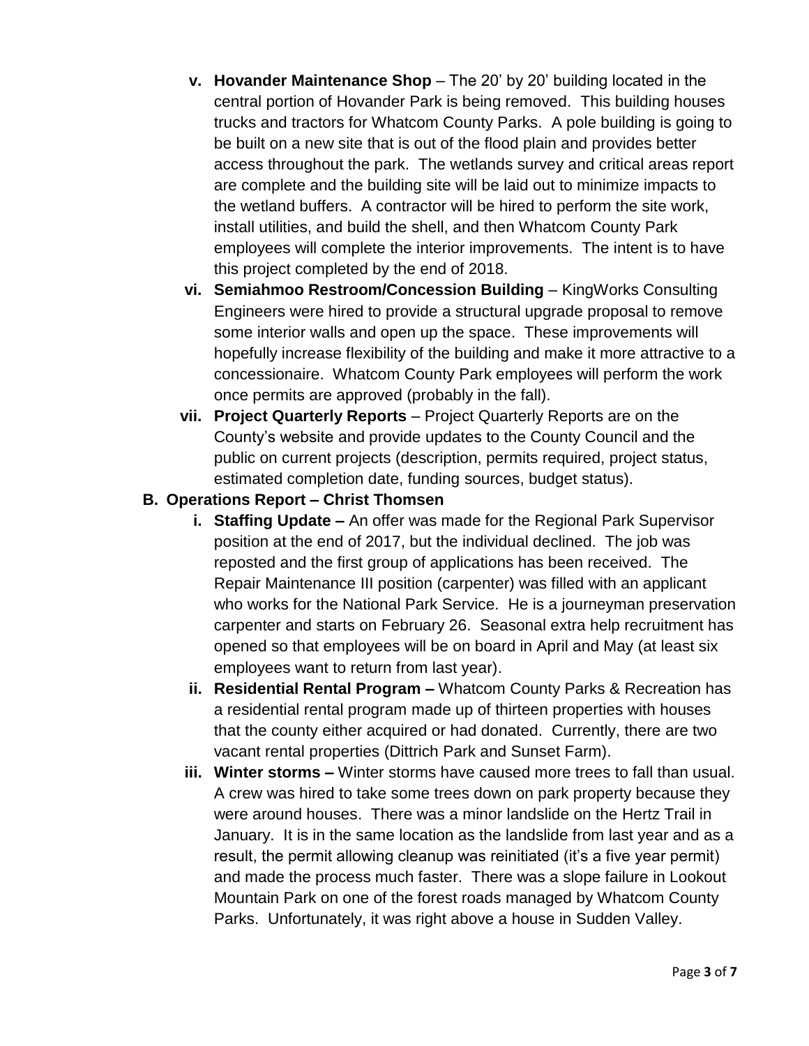v. **Hovander Maintenance Shop** – The 20' by 20' building located in the central portion of Hovander Park is being removed. This building houses trucks and tractors for Whatcom County Parks. A pole building is going to be built on a new site that is out of the flood plain and provides better access throughout the park. The wetlands survey and critical areas report are complete and the building site will be laid out to minimize impacts to the wetland buffers. A contractor will be hired to perform the site work, install utilities, and build the shell, and then Whatcom County Park employees will complete the interior improvements. The intent is to have this project completed by the end of 2018.

vi. **Semiahmoo Restroom/Concession Building** – KingWorks Consulting Engineers were hired to provide a structural upgrade proposal to remove some interior walls and open up the space. These improvements will hopefully increase flexibility of the building and make it more attractive to a concessionaire. Whatcom County Park employees will perform the work once permits are approved (probably in the fall).

vii. **Project Quarterly Reports** – Project Quarterly Reports are on the County's website and provide updates to the County Council and the public on current projects (description, permits required, project status, estimated completion date, funding sources, budget status).

**B. Operations Report – Christ Thomsen**

i. **Staffing Update –** An offer was made for the Regional Park Supervisor position at the end of 2017, but the individual declined. The job was reposted and the first group of applications has been received. The Repair Maintenance III position (carpenter) was filled with an applicant who works for the National Park Service. He is a journeyman preservation carpenter and starts on February 26. Seasonal extra help recruitment has opened so that employees will be on board in April and May (at least six employees want to return from last year).

ii. **Residential Rental Program –** Whatcom County Parks & Recreation has a residential rental program made up of thirteen properties with houses that the county either acquired or had donated. Currently, there are two vacant rental properties (Dittrich Park and Sunset Farm).

iii. **Winter storms –** Winter storms have caused more trees to fall than usual. A crew was hired to take some trees down on park property because they were around houses. There was a minor landslide on the Hertz Trail in January. It is in the same location as the landslide from last year and as a result, the permit allowing cleanup was reinitiated (it's a five year permit) and made the process much faster. There was a slope failure in Lookout Mountain Park on one of the forest roads managed by Whatcom County Parks. Unfortunately, it was right above a house in Sudden Valley.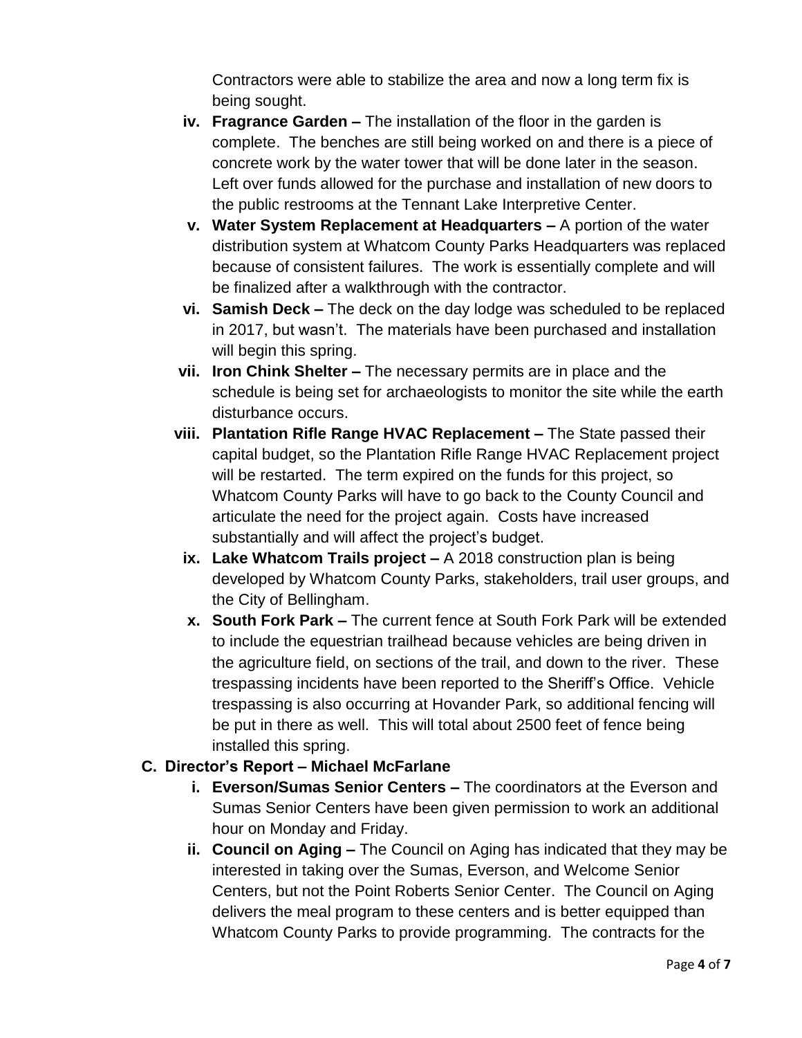Contractors were able to stabilize the area and now a long term fix is being sought.

iv. **Fragrance Garden –** The installation of the floor in the garden is complete. The benches are still being worked on and there is a piece of concrete work by the water tower that will be done later in the season. Left over funds allowed for the purchase and installation of new doors to the public restrooms at the Tennant Lake Interpretive Center.

v. **Water System Replacement at Headquarters –** A portion of the water distribution system at Whatcom County Parks Headquarters was replaced because of consistent failures. The work is essentially complete and will be finalized after a walkthrough with the contractor.

vi. **Samish Deck –** The deck on the day lodge was scheduled to be replaced in 2017, but wasn't. The materials have been purchased and installation will begin this spring.

vii. **Iron Chink Shelter –** The necessary permits are in place and the schedule is being set for archaeologists to monitor the site while the earth disturbance occurs.

viii. **Plantation Rifle Range HVAC Replacement –** The State passed their capital budget, so the Plantation Rifle Range HVAC Replacement project will be restarted. The term expired on the funds for this project, so Whatcom County Parks will have to go back to the County Council and articulate the need for the project again. Costs have increased substantially and will affect the project's budget.

ix. **Lake Whatcom Trails project –** A 2018 construction plan is being developed by Whatcom County Parks, stakeholders, trail user groups, and the City of Bellingham.

x. **South Fork Park –** The current fence at South Fork Park will be extended to include the equestrian trailhead because vehicles are being driven in the agriculture field, on sections of the trail, and down to the river. These trespassing incidents have been reported to the Sheriff's Office. Vehicle trespassing is also occurring at Hovander Park, so additional fencing will be put in there as well. This will total about 2500 feet of fence being installed this spring.

**C. Director's Report – Michael McFarlane**

i. **Everson/Sumas Senior Centers –** The coordinators at the Everson and Sumas Senior Centers have been given permission to work an additional hour on Monday and Friday.

ii. **Council on Aging –** The Council on Aging has indicated that they may be interested in taking over the Sumas, Everson, and Welcome Senior Centers, but not the Point Roberts Senior Center. The Council on Aging delivers the meal program to these centers and is better equipped than Whatcom County Parks to provide programming. The contracts for the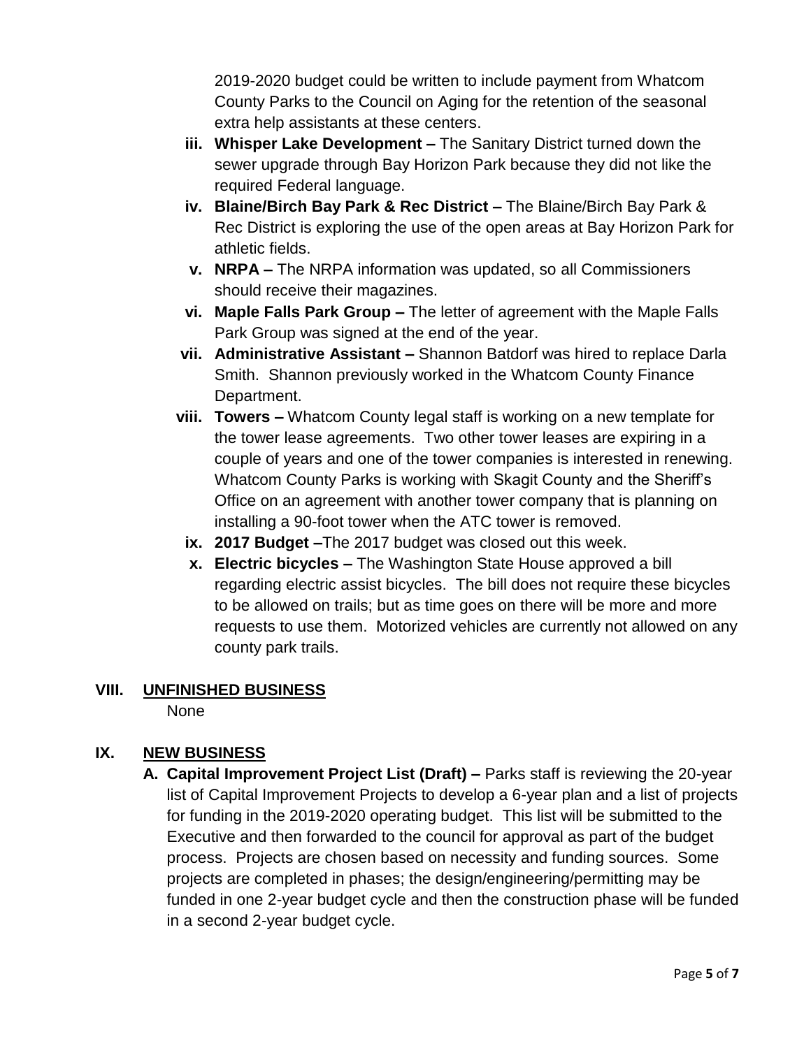2019-2020 budget could be written to include payment from Whatcom County Parks to the Council on Aging for the retention of the seasonal extra help assistants at these centers.

iii. **Whisper Lake Development –** The Sanitary District turned down the sewer upgrade through Bay Horizon Park because they did not like the required Federal language.

iv. **Blaine/Birch Bay Park & Rec District –** The Blaine/Birch Bay Park & Rec District is exploring the use of the open areas at Bay Horizon Park for athletic fields.

v. **NRPA –** The NRPA information was updated, so all Commissioners should receive their magazines.

vi. **Maple Falls Park Group –** The letter of agreement with the Maple Falls Park Group was signed at the end of the year.

vii. **Administrative Assistant –** Shannon Batdorf was hired to replace Darla Smith. Shannon previously worked in the Whatcom County Finance Department.

viii. **Towers –** Whatcom County legal staff is working on a new template for the tower lease agreements. Two other tower leases are expiring in a couple of years and one of the tower companies is interested in renewing. Whatcom County Parks is working with Skagit County and the Sheriff's Office on an agreement with another tower company that is planning on installing a 90-foot tower when the ATC tower is removed.

ix. **2017 Budget –**The 2017 budget was closed out this week.

x. **Electric bicycles –** The Washington State House approved a bill regarding electric assist bicycles. The bill does not require these bicycles to be allowed on trails; but as time goes on there will be more and more requests to use them. Motorized vehicles are currently not allowed on any county park trails.

## VIII. UNFINISHED BUSINESS

None

## IX. NEW BUSINESS

**A. Capital Improvement Project List (Draft) –** Parks staff is reviewing the 20-year list of Capital Improvement Projects to develop a 6-year plan and a list of projects for funding in the 2019-2020 operating budget. This list will be submitted to the Executive and then forwarded to the council for approval as part of the budget process. Projects are chosen based on necessity and funding sources. Some projects are completed in phases; the design/engineering/permitting may be funded in one 2-year budget cycle and then the construction phase will be funded in a second 2-year budget cycle.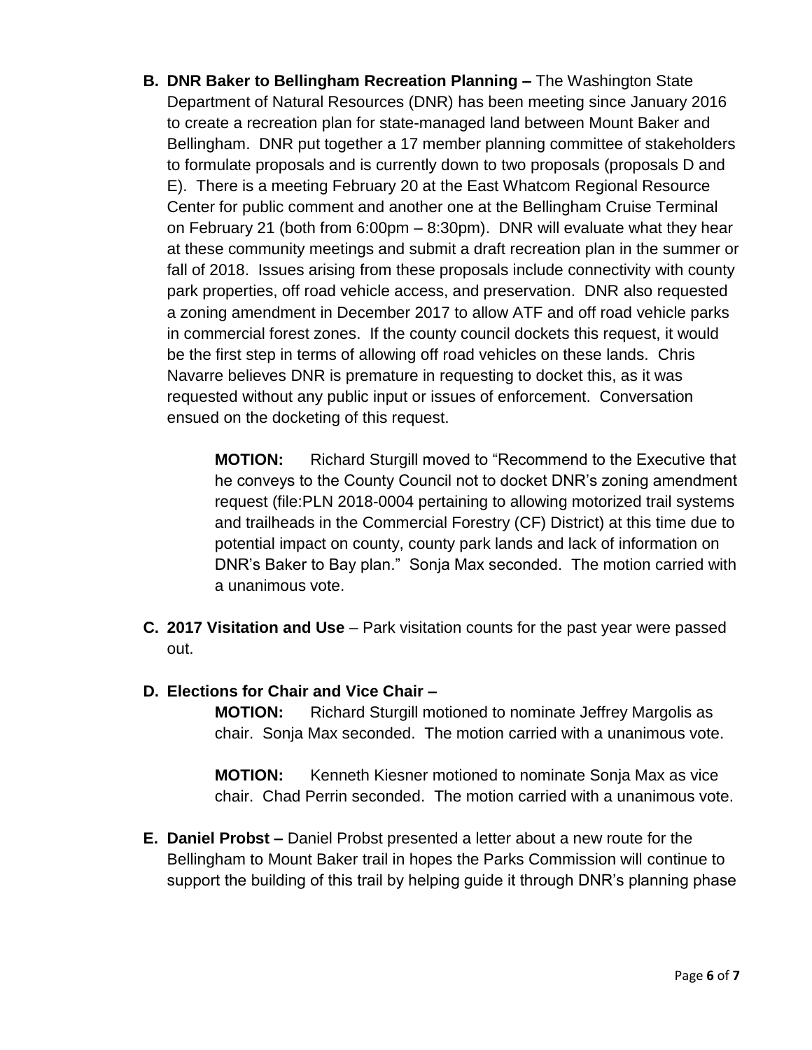**B. DNR Baker to Bellingham Recreation Planning –** The Washington State Department of Natural Resources (DNR) has been meeting since January 2016 to create a recreation plan for state-managed land between Mount Baker and Bellingham. DNR put together a 17 member planning committee of stakeholders to formulate proposals and is currently down to two proposals (proposals D and E). There is a meeting February 20 at the East Whatcom Regional Resource Center for public comment and another one at the Bellingham Cruise Terminal on February 21 (both from 6:00pm – 8:30pm). DNR will evaluate what they hear at these community meetings and submit a draft recreation plan in the summer or fall of 2018. Issues arising from these proposals include connectivity with county park properties, off road vehicle access, and preservation. DNR also requested a zoning amendment in December 2017 to allow ATF and off road vehicle parks in commercial forest zones. If the county council dockets this request, it would be the first step in terms of allowing off road vehicles on these lands. Chris Navarre believes DNR is premature in requesting to docket this, as it was requested without any public input or issues of enforcement. Conversation ensued on the docketing of this request.

> **MOTION:** Richard Sturgill moved to "Recommend to the Executive that he conveys to the County Council not to docket DNR's zoning amendment request (file:PLN 2018-0004 pertaining to allowing motorized trail systems and trailheads in the Commercial Forestry (CF) District) at this time due to potential impact on county, county park lands and lack of information on DNR's Baker to Bay plan." Sonja Max seconded. The motion carried with a unanimous vote.

**C. 2017 Visitation and Use** – Park visitation counts for the past year were passed out.

**D. Elections for Chair and Vice Chair –**

> **MOTION:** Richard Sturgill motioned to nominate Jeffrey Margolis as chair. Sonja Max seconded. The motion carried with a unanimous vote.
>
> **MOTION:** Kenneth Kiesner motioned to nominate Sonja Max as vice chair. Chad Perrin seconded. The motion carried with a unanimous vote.

**E. Daniel Probst –** Daniel Probst presented a letter about a new route for the Bellingham to Mount Baker trail in hopes the Parks Commission will continue to support the building of this trail by helping guide it through DNR's planning phase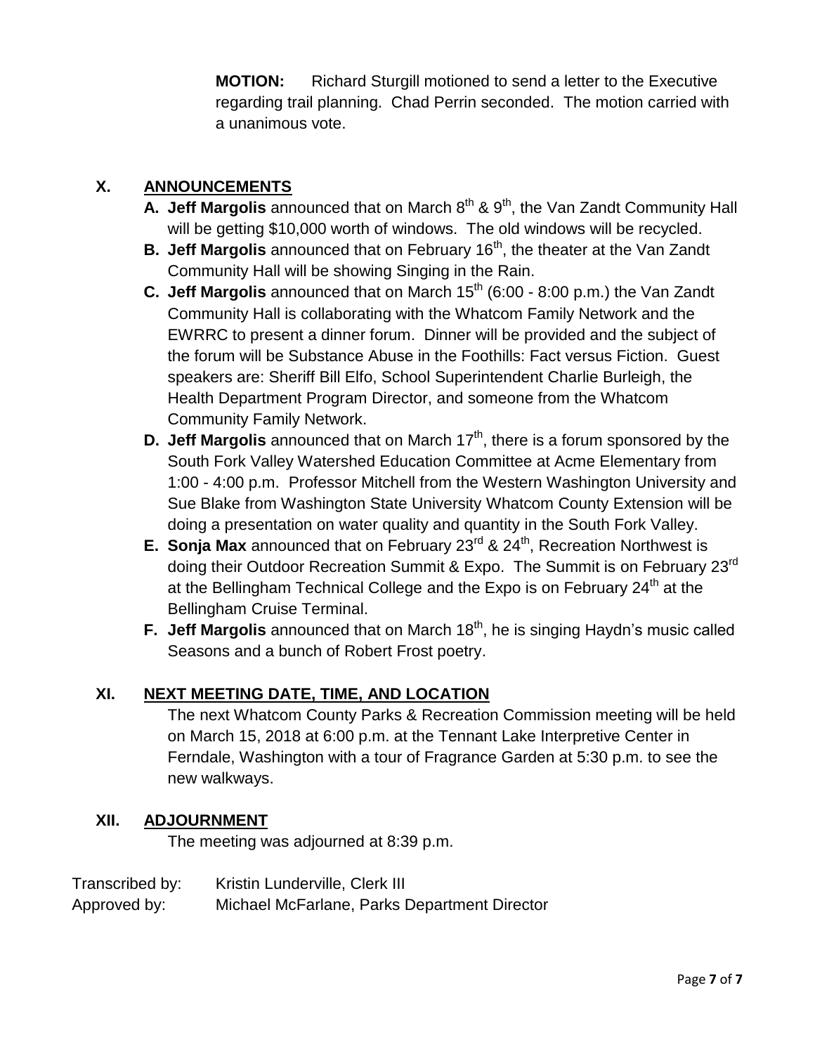**MOTION:** Richard Sturgill motioned to send a letter to the Executive regarding trail planning. Chad Perrin seconded. The motion carried with a unanimous vote.

## X. ANNOUNCEMENTS

A. **Jeff Margolis** announced that on March 8th & 9th, the Van Zandt Community Hall will be getting $10,000 worth of windows. The old windows will be recycled.

B. **Jeff Margolis** announced that on February 16th, the theater at the Van Zandt Community Hall will be showing Singing in the Rain.

C. **Jeff Margolis** announced that on March 15th (6:00 - 8:00 p.m.) the Van Zandt Community Hall is collaborating with the Whatcom Family Network and the EWRRC to present a dinner forum. Dinner will be provided and the subject of the forum will be Substance Abuse in the Foothills: Fact versus Fiction. Guest speakers are: Sheriff Bill Elfo, School Superintendent Charlie Burleigh, the Health Department Program Director, and someone from the Whatcom Community Family Network.

D. **Jeff Margolis** announced that on March 17th, there is a forum sponsored by the South Fork Valley Watershed Education Committee at Acme Elementary from 1:00 - 4:00 p.m. Professor Mitchell from the Western Washington University and Sue Blake from Washington State University Whatcom County Extension will be doing a presentation on water quality and quantity in the South Fork Valley.

E. **Sonja Max** announced that on February 23rd & 24th, Recreation Northwest is doing their Outdoor Recreation Summit & Expo. The Summit is on February 23rd at the Bellingham Technical College and the Expo is on February 24th at the Bellingham Cruise Terminal.

F. **Jeff Margolis** announced that on March 18th, he is singing Haydn's music called Seasons and a bunch of Robert Frost poetry.

## XI. NEXT MEETING DATE, TIME, AND LOCATION

The next Whatcom County Parks & Recreation Commission meeting will be held on March 15, 2018 at 6:00 p.m. at the Tennant Lake Interpretive Center in Ferndale, Washington with a tour of Fragrance Garden at 5:30 p.m. to see the new walkways.

## XII. ADJOURNMENT

The meeting was adjourned at 8:39 p.m.

Transcribed by: Kristin Lunderville, Clerk III
Approved by: Michael McFarlane, Parks Department Director